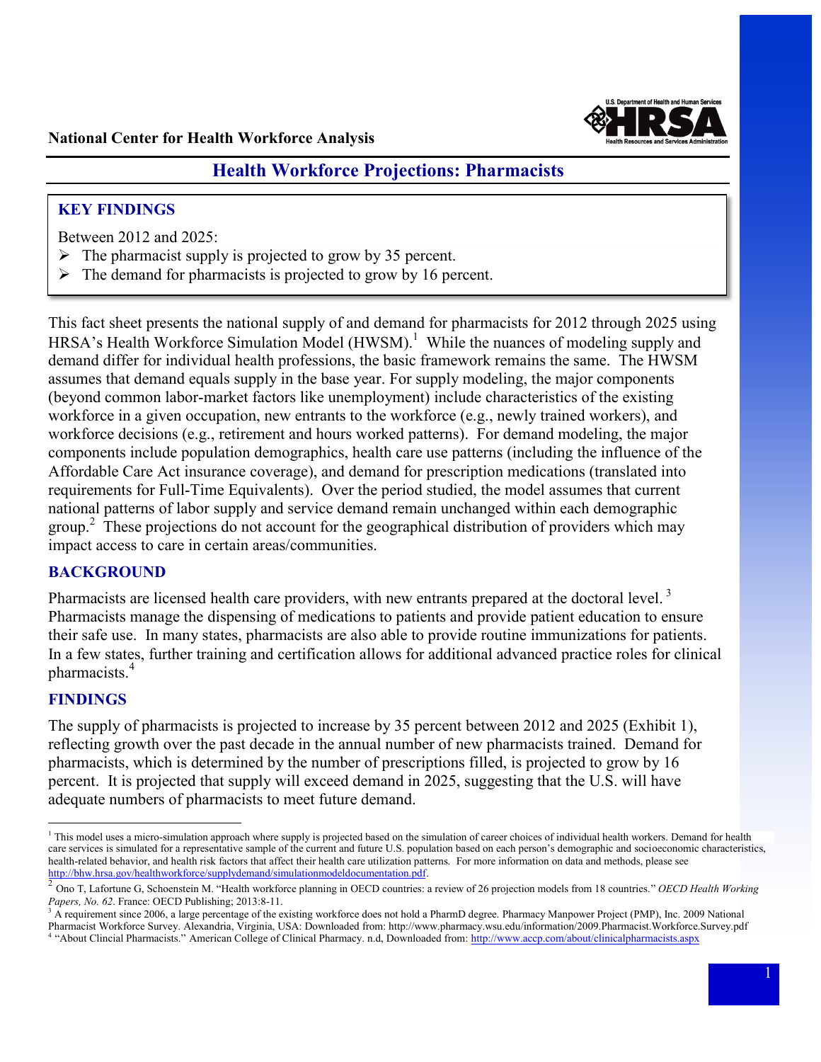National Center for Health Workforce Analysis

# Health Workforce Projections: Pharmacists

## KEY FINDINGS

Between 2012 and 2025:

- The pharmacist supply is projected to grow by 35 percent.
- The demand for pharmacists is projected to grow by 16 percent.

This fact sheet presents the national supply of and demand for pharmacists for 2012 through 2025 using HRSA's Health Workforce Simulation Model (HWSM).[1] While the nuances of modeling supply and demand differ for individual health professions, the basic framework remains the same. The HWSM assumes that demand equals supply in the base year. For supply modeling, the major components (beyond common labor-market factors like unemployment) include characteristics of the existing workforce in a given occupation, new entrants to the workforce (e.g., newly trained workers), and workforce decisions (e.g., retirement and hours worked patterns). For demand modeling, the major components include population demographics, health care use patterns (including the influence of the Affordable Care Act insurance coverage), and demand for prescription medications (translated into requirements for Full-Time Equivalents). Over the period studied, the model assumes that current national patterns of labor supply and service demand remain unchanged within each demographic group.[2] These projections do not account for the geographical distribution of providers which may impact access to care in certain areas/communities.

## BACKGROUND

Pharmacists are licensed health care providers, with new entrants prepared at the doctoral level.[3] Pharmacists manage the dispensing of medications to patients and provide patient education to ensure their safe use. In many states, pharmacists are also able to provide routine immunizations for patients. In a few states, further training and certification allows for additional advanced practice roles for clinical pharmacists.[4]

## FINDINGS

The supply of pharmacists is projected to increase by 35 percent between 2012 and 2025 (Exhibit 1), reflecting growth over the past decade in the annual number of new pharmacists trained. Demand for pharmacists, which is determined by the number of prescriptions filled, is projected to grow by 16 percent. It is projected that supply will exceed demand in 2025, suggesting that the U.S. will have adequate numbers of pharmacists to meet future demand.

---

[1] This model uses a micro-simulation approach where supply is projected based on the simulation of career choices of individual health workers. Demand for health care services is simulated for a representative sample of the current and future U.S. population based on each person's demographic and socioeconomic characteristics, health-related behavior, and health risk factors that affect their health care utilization patterns. For more information on data and methods, please see http://bhw.hrsa.gov/healthworkforce/supplydemand/simulationmodeldocumentation.pdf.

[2] Ono T, Lafortune G, Schoenstein M. "Health workforce planning in OECD countries: a review of 26 projection models from 18 countries." *OECD Health Working Papers, No. 62*. France: OECD Publishing; 2013:8-11.

[3] A requirement since 2006, a large percentage of the existing workforce does not hold a PharmD degree. Pharmacy Manpower Project (PMP), Inc. 2009 National Pharmacist Workforce Survey. Alexandria, Virginia, USA: Downloaded from: http://www.pharmacy.wsu.edu/information/2009.Pharmacist.Workforce.Survey.pdf

[4] "About Clincial Pharmacists." American College of Clinical Pharmacy. n.d, Downloaded from: http://www.accp.com/about/clinicalpharmacists.aspx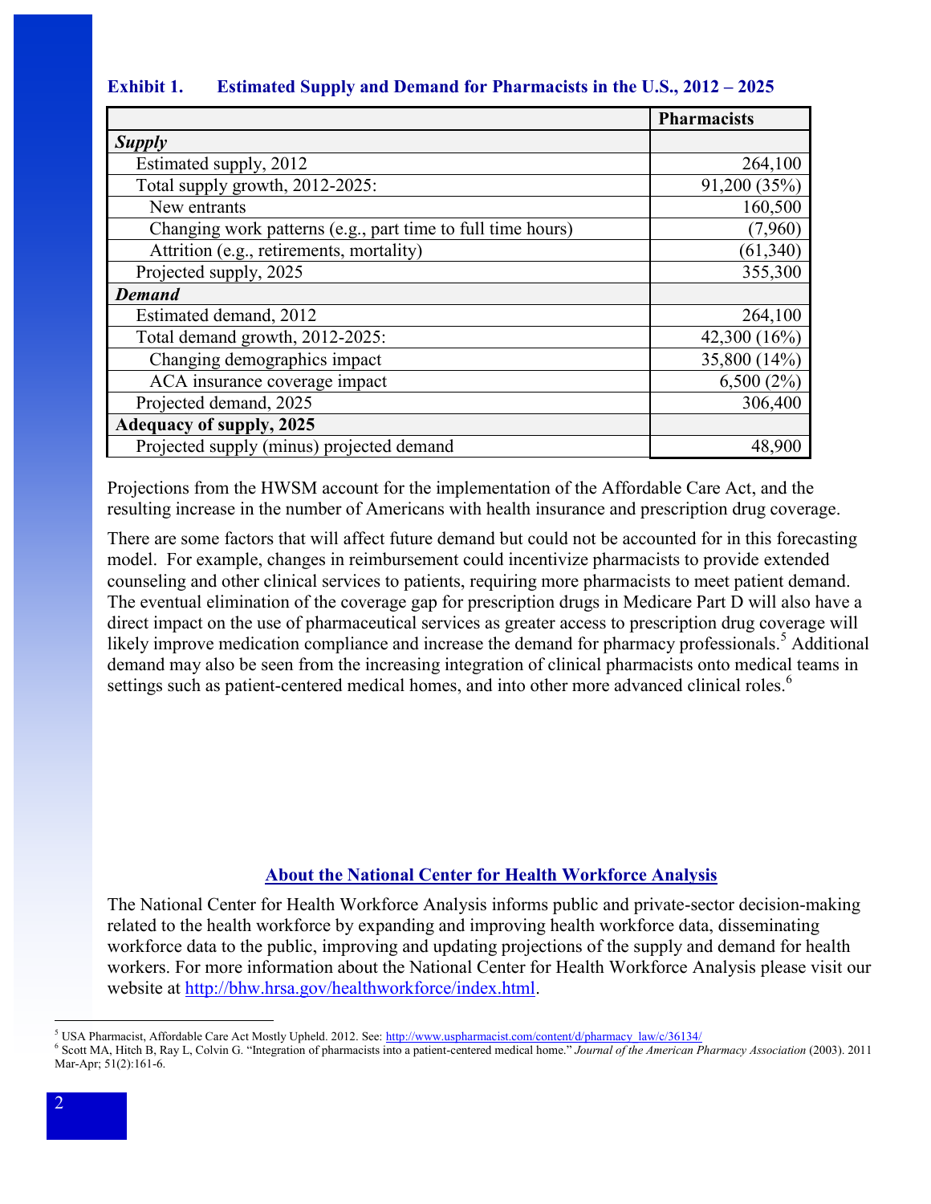**Exhibit 1. Estimated Supply and Demand for Pharmacists in the U.S., 2012 – 2025**

| | Pharmacists |
|---|---|
| ***Supply*** | |
| Estimated supply, 2012 | 264,100 |
| Total supply growth, 2012-2025: | 91,200 (35%) |
| New entrants | 160,500 |
| Changing work patterns (e.g., part time to full time hours) | (7,960) |
| Attrition (e.g., retirements, mortality) | (61,340) |
| Projected supply, 2025 | 355,300 |
| ***Demand*** | |
| Estimated demand, 2012 | 264,100 |
| Total demand growth, 2012-2025: | 42,300 (16%) |
| Changing demographics impact | 35,800 (14%) |
| ACA insurance coverage impact | 6,500 (2%) |
| Projected demand, 2025 | 306,400 |
| **Adequacy of supply, 2025** | |
| Projected supply (minus) projected demand | 48,900 |

Projections from the HWSM account for the implementation of the Affordable Care Act, and the resulting increase in the number of Americans with health insurance and prescription drug coverage.

There are some factors that will affect future demand but could not be accounted for in this forecasting model. For example, changes in reimbursement could incentivize pharmacists to provide extended counseling and other clinical services to patients, requiring more pharmacists to meet patient demand. The eventual elimination of the coverage gap for prescription drugs in Medicare Part D will also have a direct impact on the use of pharmaceutical services as greater access to prescription drug coverage will likely improve medication compliance and increase the demand for pharmacy professionals.[5] Additional demand may also be seen from the increasing integration of clinical pharmacists onto medical teams in settings such as patient-centered medical homes, and into other more advanced clinical roles.[6]

## About the National Center for Health Workforce Analysis

The National Center for Health Workforce Analysis informs public and private-sector decision-making related to the health workforce by expanding and improving health workforce data, disseminating workforce data to the public, improving and updating projections of the supply and demand for health workers. For more information about the National Center for Health Workforce Analysis please visit our website at http://bhw.hrsa.gov/healthworkforce/index.html.

[5] USA Pharmacist, Affordable Care Act Mostly Upheld. 2012. See: http://www.uspharmacist.com/content/d/pharmacy_law/c/36134/

[6] Scott MA, Hitch B, Ray L, Colvin G. "Integration of pharmacists into a patient-centered medical home." *Journal of the American Pharmacy Association* (2003). 2011 Mar-Apr; 51(2):161-6.